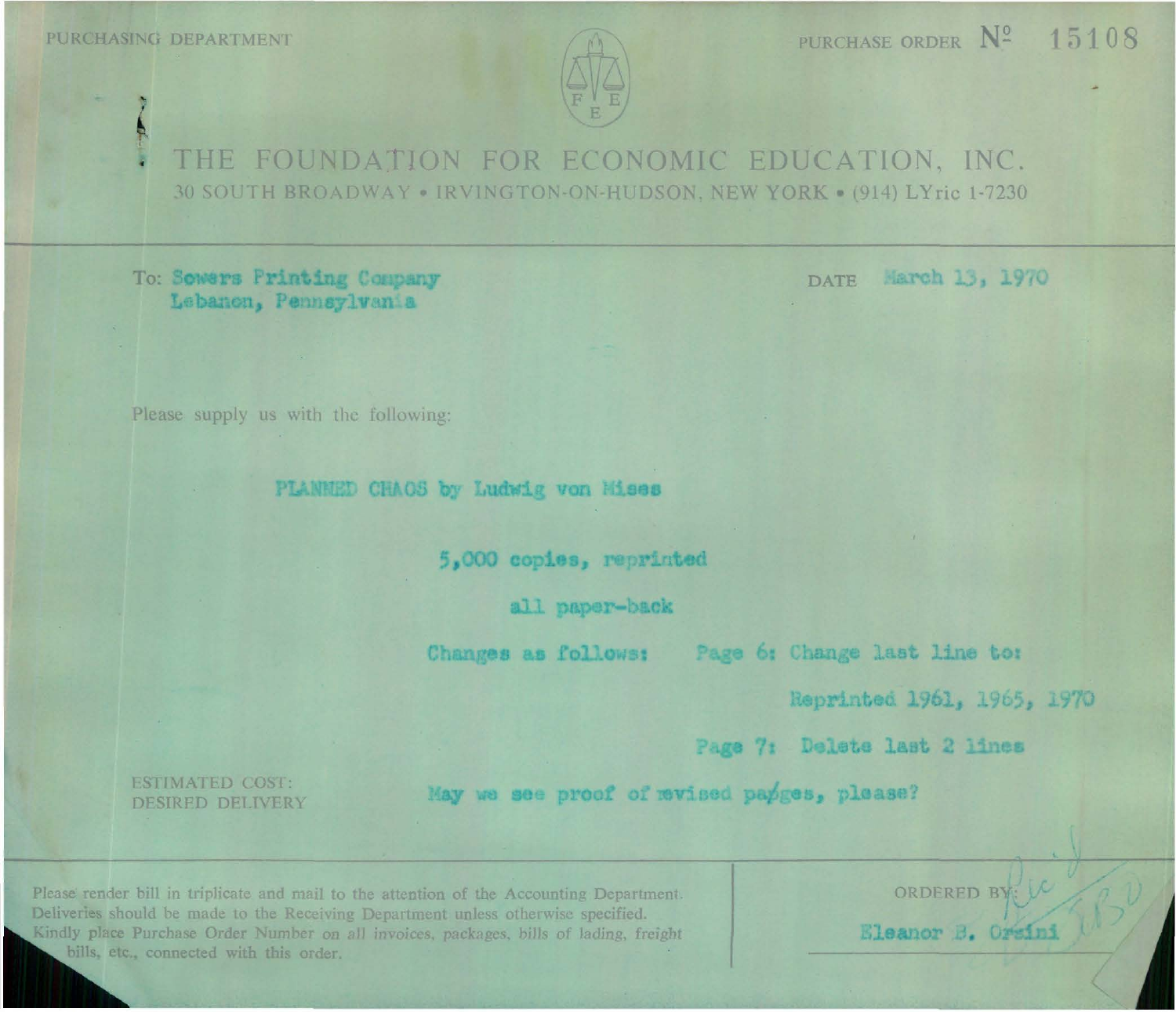PURCHASING DEPARTMENT

PURCHASE ORDER Nº 15108

# THE FOUNDATION FOR ECONOMIC EDUCATION, INC.

30 SOUTH BROADWAY • IRVINGTON-ON-HUDSON, NEW YORK • (914) LYric 1-7230

To: Sowers Printing Company
Lebanon, Pennsylvania

DATE March 13, 1970

Please supply us with the following:

PLANNED CHAOS by Ludwig von Mises

5,000 copies, reprinted

all paper-back

Changes as follows: Page 6: Change last line to:

Reprinted 1961, 1965, 1970

Page 7: Delete last 2 lines

ESTIMATED COST:

DESIRED DELIVERY

May we see proof of revised pages, please?

Please render bill in triplicate and mail to the attention of the Accounting Department. Deliveries should be made to the Receiving Department unless otherwise specified. Kindly place Purchase Order Number on all invoices, packages, bills of lading, freight bills, etc., connected with this order.

ORDERED BY: Eleanor B. Orsini

Rec'd 3/30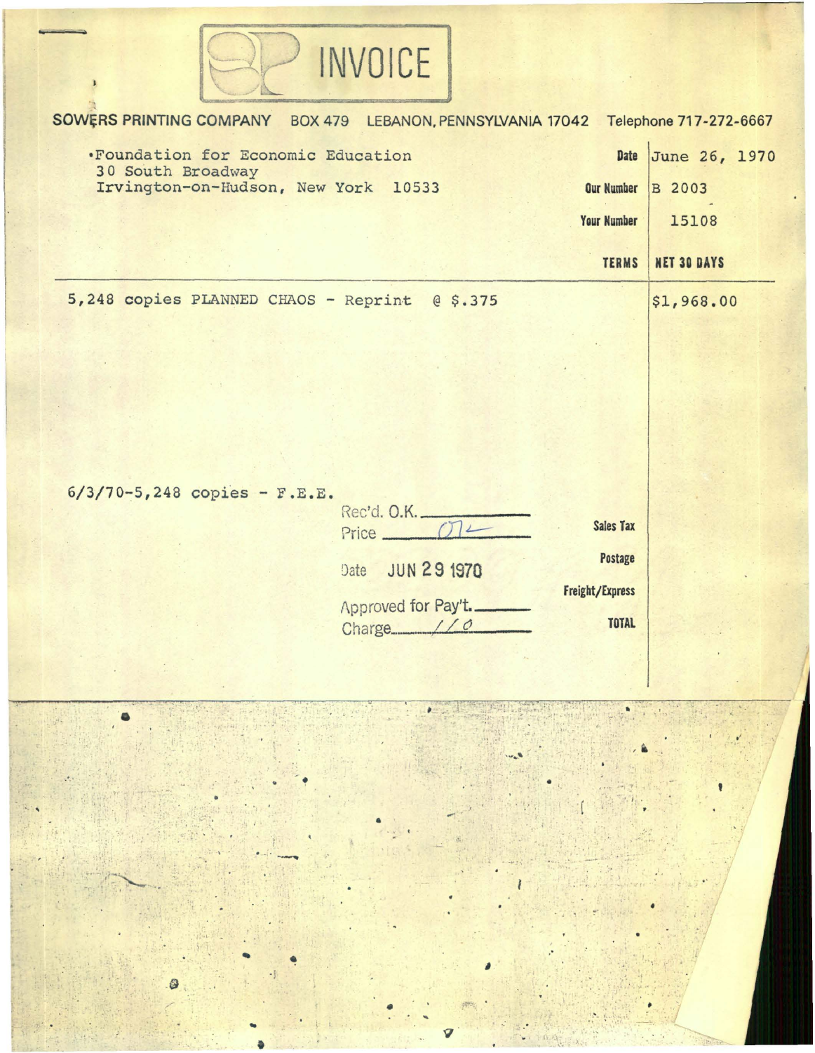# INVOICE

**SOWERS PRINTING COMPANY** BOX 479 LEBANON, PENNSYLVANIA 17042 Telephone 717-272-6667

Foundation for Economic Education
30 South Broadway
Irvington-on-Hudson, New York 10533

| | |
|---|---|
| **Date** | June 26, 1970 |
| **Our Number** | B 2003 |
| **Your Number** | 15108 |
| **TERMS** | **NET 30 DAYS** |

| | |
|---|---|
| 5,248 copies PLANNED CHAOS - Reprint @ $.375 | $1,968.00 |

6/3/70-5,248 copies - F.E.E.

Rec'd. O.K. \_\_\_\_\_\_\_\_
Price OK
Date JUN 29 1970
Approved for Pay't. \_\_\_\_\_\_\_\_
Charge 110

**Sales Tax**
**Postage**
**Freight/Express**
**TOTAL**